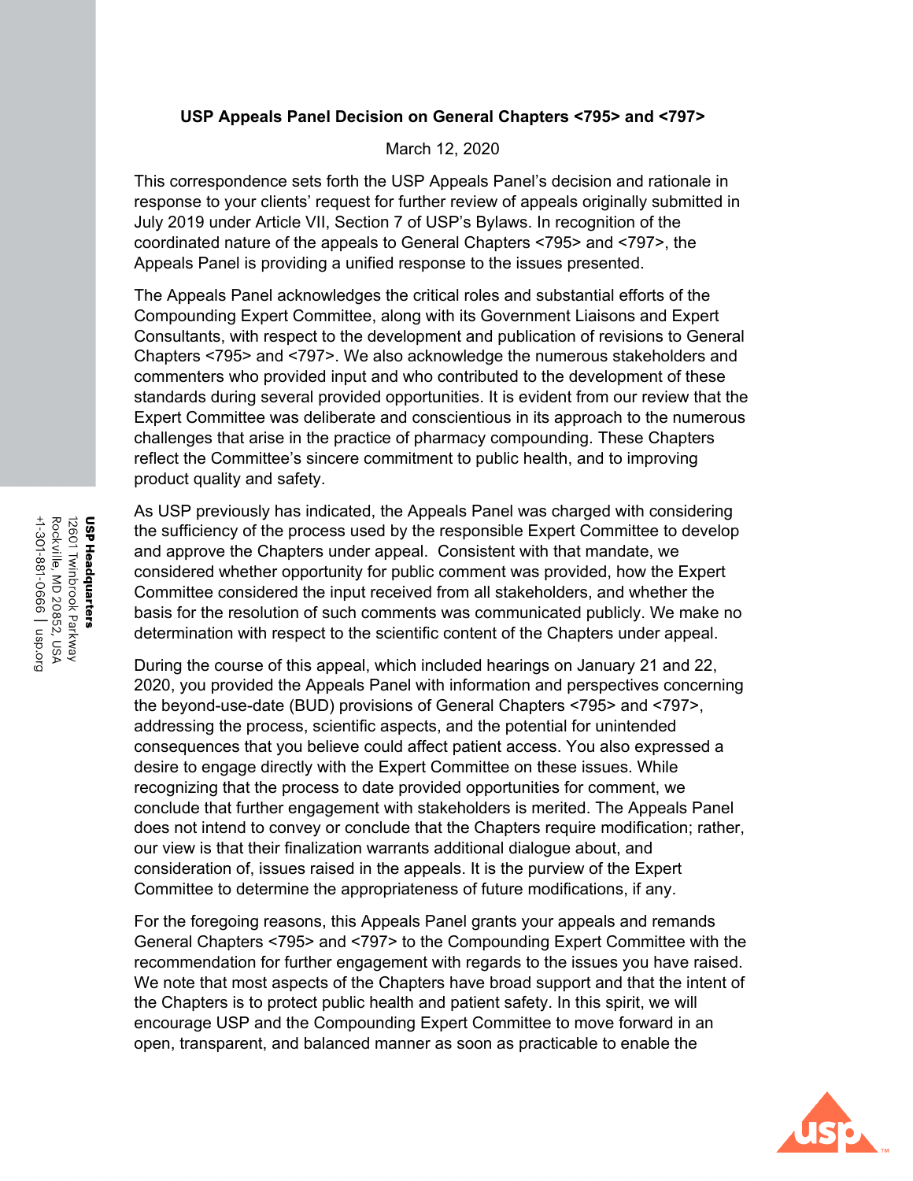**USP Appeals Panel Decision on General Chapters <795> and <797>**

March 12, 2020

This correspondence sets forth the USP Appeals Panel's decision and rationale in response to your clients' request for further review of appeals originally submitted in July 2019 under Article VII, Section 7 of USP's Bylaws. In recognition of the coordinated nature of the appeals to General Chapters <795> and <797>, the Appeals Panel is providing a unified response to the issues presented.

The Appeals Panel acknowledges the critical roles and substantial efforts of the Compounding Expert Committee, along with its Government Liaisons and Expert Consultants, with respect to the development and publication of revisions to General Chapters <795> and <797>. We also acknowledge the numerous stakeholders and commenters who provided input and who contributed to the development of these standards during several provided opportunities. It is evident from our review that the Expert Committee was deliberate and conscientious in its approach to the numerous challenges that arise in the practice of pharmacy compounding. These Chapters reflect the Committee's sincere commitment to public health, and to improving product quality and safety.

As USP previously has indicated, the Appeals Panel was charged with considering the sufficiency of the process used by the responsible Expert Committee to develop and approve the Chapters under appeal. Consistent with that mandate, we considered whether opportunity for public comment was provided, how the Expert Committee considered the input received from all stakeholders, and whether the basis for the resolution of such comments was communicated publicly. We make no determination with respect to the scientific content of the Chapters under appeal.

During the course of this appeal, which included hearings on January 21 and 22, 2020, you provided the Appeals Panel with information and perspectives concerning the beyond-use-date (BUD) provisions of General Chapters <795> and <797>, addressing the process, scientific aspects, and the potential for unintended consequences that you believe could affect patient access. You also expressed a desire to engage directly with the Expert Committee on these issues. While recognizing that the process to date provided opportunities for comment, we conclude that further engagement with stakeholders is merited. The Appeals Panel does not intend to convey or conclude that the Chapters require modification; rather, our view is that their finalization warrants additional dialogue about, and consideration of, issues raised in the appeals. It is the purview of the Expert Committee to determine the appropriateness of future modifications, if any.

For the foregoing reasons, this Appeals Panel grants your appeals and remands General Chapters <795> and <797> to the Compounding Expert Committee with the recommendation for further engagement with regards to the issues you have raised. We note that most aspects of the Chapters have broad support and that the intent of the Chapters is to protect public health and patient safety. In this spirit, we will encourage USP and the Compounding Expert Committee to move forward in an open, transparent, and balanced manner as soon as practicable to enable the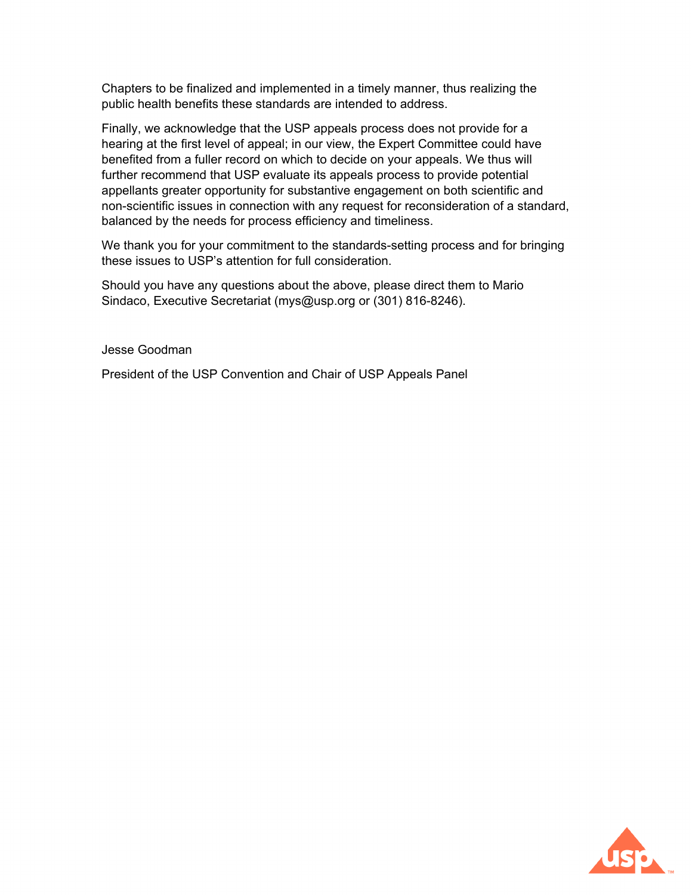Chapters to be finalized and implemented in a timely manner, thus realizing the public health benefits these standards are intended to address.

Finally, we acknowledge that the USP appeals process does not provide for a hearing at the first level of appeal; in our view, the Expert Committee could have benefited from a fuller record on which to decide on your appeals. We thus will further recommend that USP evaluate its appeals process to provide potential appellants greater opportunity for substantive engagement on both scientific and non-scientific issues in connection with any request for reconsideration of a standard, balanced by the needs for process efficiency and timeliness.

We thank you for your commitment to the standards-setting process and for bringing these issues to USP's attention for full consideration.

Should you have any questions about the above, please direct them to Mario Sindaco, Executive Secretariat (mys@usp.org or (301) 816-8246).

Jesse Goodman

President of the USP Convention and Chair of USP Appeals Panel